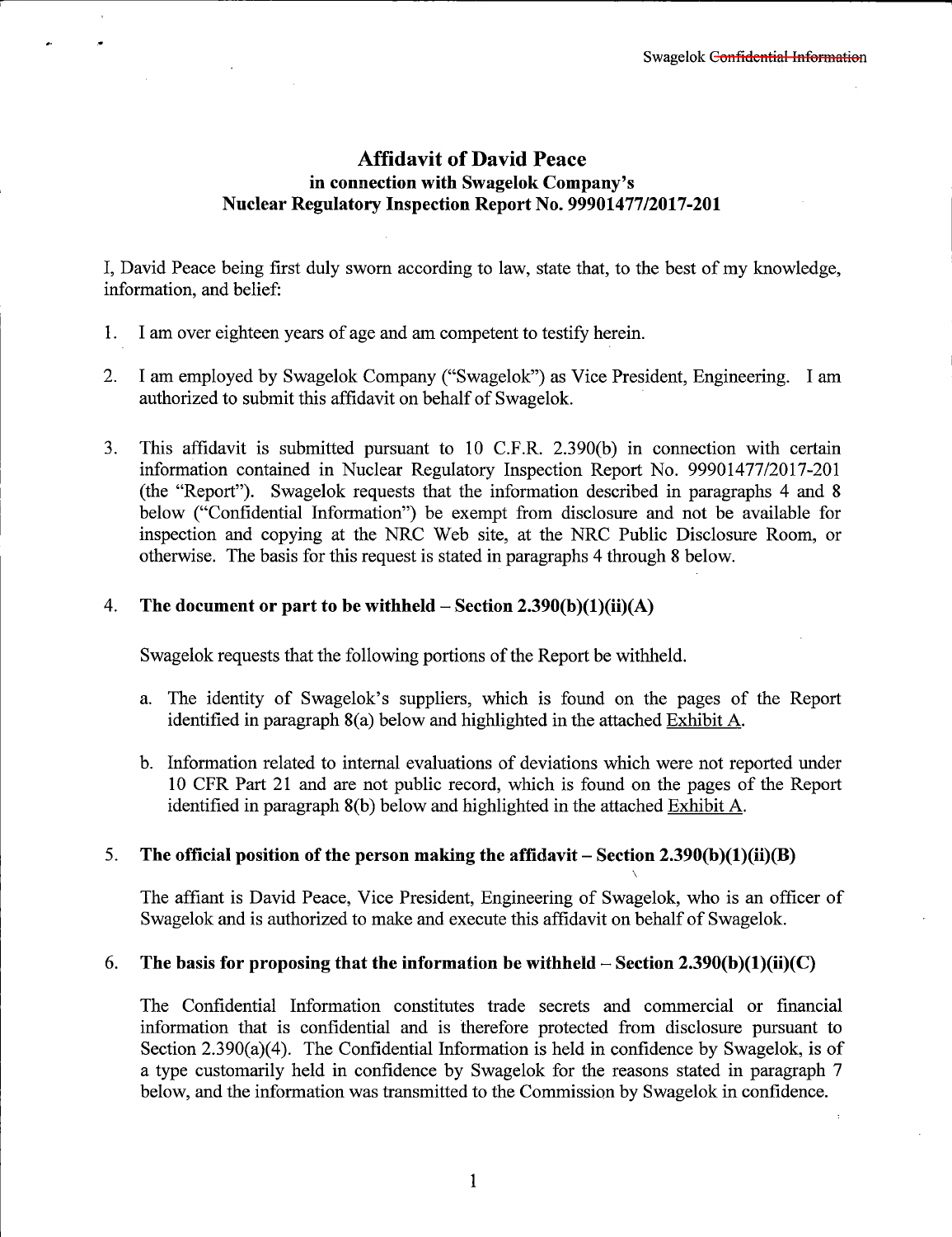# Affidavit of David Peace
## in connection with Swagelok Company's Nuclear Regulatory Inspection Report No. 99901477/2017-201

I, David Peace being first duly sworn according to law, state that, to the best of my knowledge, information, and belief:

1. I am over eighteen years of age and am competent to testify herein.

2. I am employed by Swagelok Company ("Swagelok") as Vice President, Engineering. I am authorized to submit this affidavit on behalf of Swagelok.

3. This affidavit is submitted pursuant to 10 C.F.R. 2.390(b) in connection with certain information contained in Nuclear Regulatory Inspection Report No. 99901477/2017-201 (the "Report"). Swagelok requests that the information described in paragraphs 4 and 8 below ("Confidential Information") be exempt from disclosure and not be available for inspection and copying at the NRC Web site, at the NRC Public Disclosure Room, or otherwise. The basis for this request is stated in paragraphs 4 through 8 below.

4. **The document or part to be withheld – Section 2.390(b)(1)(ii)(A)**

   Swagelok requests that the following portions of the Report be withheld.

   a. The identity of Swagelok's suppliers, which is found on the pages of the Report identified in paragraph 8(a) below and highlighted in the attached Exhibit A.

   b. Information related to internal evaluations of deviations which were not reported under 10 CFR Part 21 and are not public record, which is found on the pages of the Report identified in paragraph 8(b) below and highlighted in the attached Exhibit A.

5. **The official position of the person making the affidavit – Section 2.390(b)(1)(ii)(B)**

   The affiant is David Peace, Vice President, Engineering of Swagelok, who is an officer of Swagelok and is authorized to make and execute this affidavit on behalf of Swagelok.

6. **The basis for proposing that the information be withheld – Section 2.390(b)(1)(ii)(C)**

   The Confidential Information constitutes trade secrets and commercial or financial information that is confidential and is therefore protected from disclosure pursuant to Section 2.390(a)(4). The Confidential Information is held in confidence by Swagelok, is of a type customarily held in confidence by Swagelok for the reasons stated in paragraph 7 below, and the information was transmitted to the Commission by Swagelok in confidence.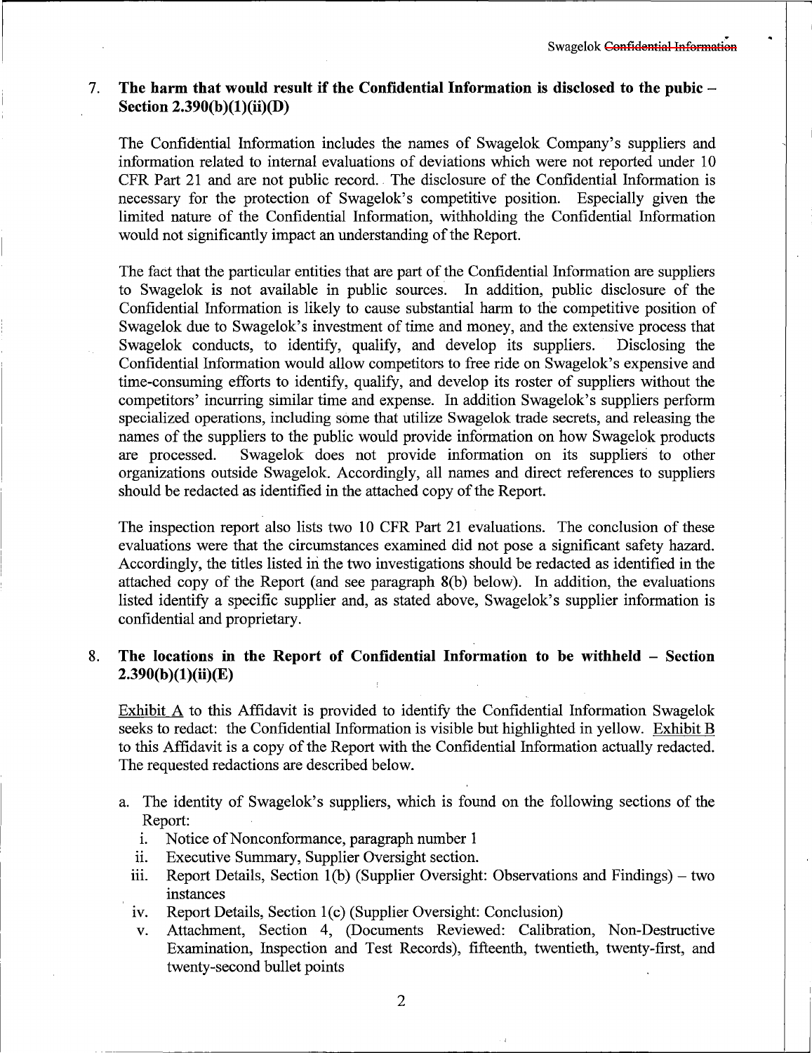## 7. The harm that would result if the Confidential Information is disclosed to the pubic – Section 2.390(b)(1)(ii)(D)

The Confidential Information includes the names of Swagelok Company's suppliers and information related to internal evaluations of deviations which were not reported under 10 CFR Part 21 and are not public record. The disclosure of the Confidential Information is necessary for the protection of Swagelok's competitive position. Especially given the limited nature of the Confidential Information, withholding the Confidential Information would not significantly impact an understanding of the Report.

The fact that the particular entities that are part of the Confidential Information are suppliers to Swagelok is not available in public sources. In addition, public disclosure of the Confidential Information is likely to cause substantial harm to the competitive position of Swagelok due to Swagelok's investment of time and money, and the extensive process that Swagelok conducts, to identify, qualify, and develop its suppliers. Disclosing the Confidential Information would allow competitors to free ride on Swagelok's expensive and time-consuming efforts to identify, qualify, and develop its roster of suppliers without the competitors' incurring similar time and expense. In addition Swagelok's suppliers perform specialized operations, including some that utilize Swagelok trade secrets, and releasing the names of the suppliers to the public would provide information on how Swagelok products are processed. Swagelok does not provide information on its suppliers to other organizations outside Swagelok. Accordingly, all names and direct references to suppliers should be redacted as identified in the attached copy of the Report.

The inspection report also lists two 10 CFR Part 21 evaluations. The conclusion of these evaluations were that the circumstances examined did not pose a significant safety hazard. Accordingly, the titles listed in the two investigations should be redacted as identified in the attached copy of the Report (and see paragraph 8(b) below). In addition, the evaluations listed identify a specific supplier and, as stated above, Swagelok's supplier information is confidential and proprietary.

## 8. The locations in the Report of Confidential Information to be withheld – Section 2.390(b)(1)(ii)(E)

Exhibit A to this Affidavit is provided to identify the Confidential Information Swagelok seeks to redact: the Confidential Information is visible but highlighted in yellow. Exhibit B to this Affidavit is a copy of the Report with the Confidential Information actually redacted. The requested redactions are described below.

a. The identity of Swagelok's suppliers, which is found on the following sections of the Report:
   i. Notice of Nonconformance, paragraph number 1
   ii. Executive Summary, Supplier Oversight section.
   iii. Report Details, Section 1(b) (Supplier Oversight: Observations and Findings) – two instances
   iv. Report Details, Section 1(c) (Supplier Oversight: Conclusion)
   v. Attachment, Section 4, (Documents Reviewed: Calibration, Non-Destructive Examination, Inspection and Test Records), fifteenth, twentieth, twenty-first, and twenty-second bullet points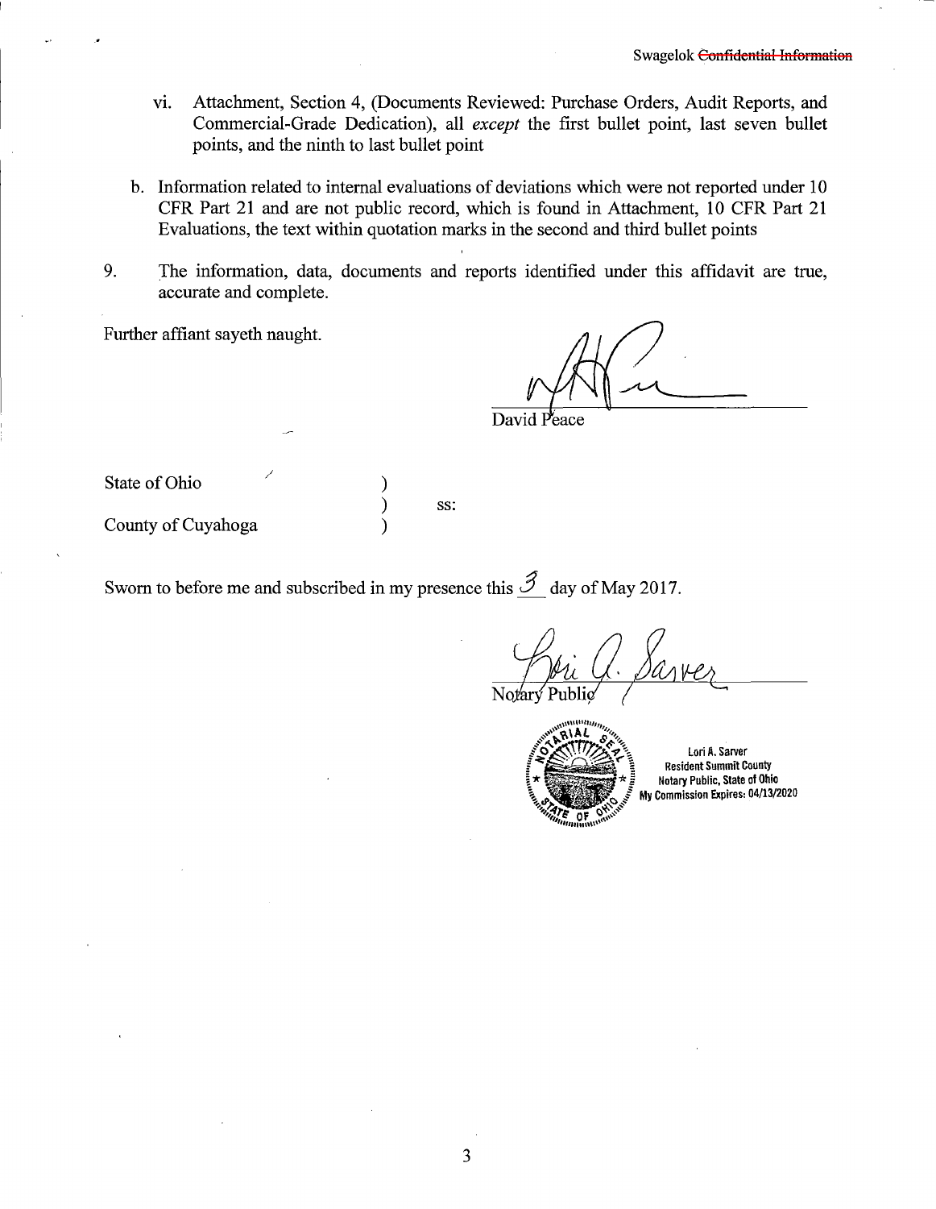vi. Attachment, Section 4, (Documents Reviewed: Purchase Orders, Audit Reports, and Commercial-Grade Dedication), all *except* the first bullet point, last seven bullet points, and the ninth to last bullet point

b. Information related to internal evaluations of deviations which were not reported under 10 CFR Part 21 and are not public record, which is found in Attachment, 10 CFR Part 21 Evaluations, the text within quotation marks in the second and third bullet points

9. The information, data, documents and reports identified under this affidavit are true, accurate and complete.

Further affiant sayeth naught.

David Peace

State of Ohio )
) ss:
County of Cuyahoga )

Sworn to before me and subscribed in my presence this 3 day of May 2017.

Notary Public

Lori A. Sarver
Resident Summit County
Notary Public, State of Ohio
My Commission Expires: 04/13/2020